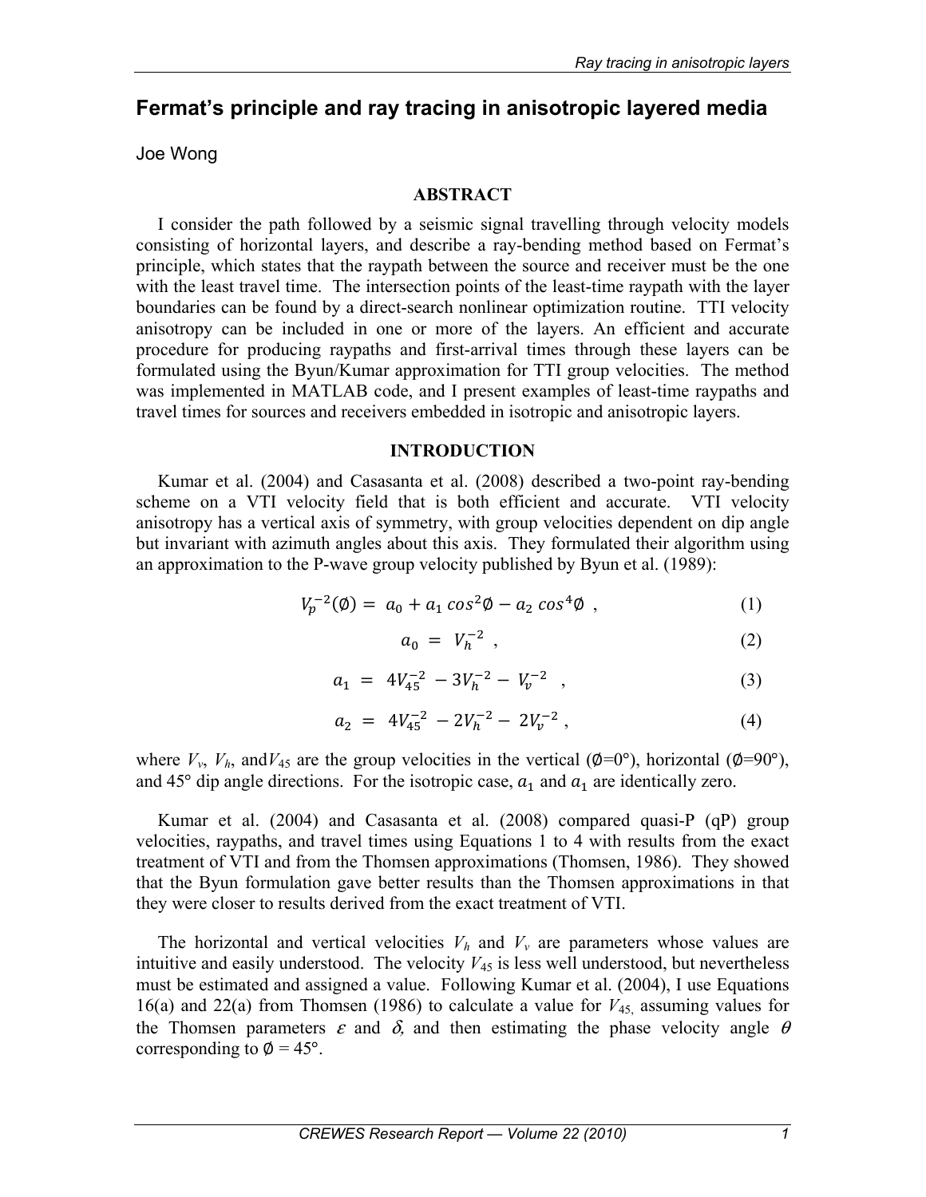# Fermat's principle and ray tracing in anisotropic layered media

Joe Wong

## ABSTRACT

I consider the path followed by a seismic signal travelling through velocity models consisting of horizontal layers, and describe a ray-bending method based on Fermat's principle, which states that the raypath between the source and receiver must be the one with the least travel time. The intersection points of the least-time raypath with the layer boundaries can be found by a direct-search nonlinear optimization routine. TTI velocity anisotropy can be included in one or more of the layers. An efficient and accurate procedure for producing raypaths and first-arrival times through these layers can be formulated using the Byun/Kumar approximation for TTI group velocities. The method was implemented in MATLAB code, and I present examples of least-time raypaths and travel times for sources and receivers embedded in isotropic and anisotropic layers.

## INTRODUCTION

Kumar et al. (2004) and Casasanta et al. (2008) described a two-point ray-bending scheme on a VTI velocity field that is both efficient and accurate. VTI velocity anisotropy has a vertical axis of symmetry, with group velocities dependent on dip angle but invariant with azimuth angles about this axis. They formulated their algorithm using an approximation to the P-wave group velocity published by Byun et al. (1989):

$$V_p^{-2}(\emptyset) = a_0 + a_1 \cos^2\emptyset - a_2 \cos^4\emptyset \ , \tag{1}$$

$$a_0 = V_h^{-2} \ , \tag{2}$$

$$a_1 = 4V_{45}^{-2} - 3V_h^{-2} - V_v^{-2} \ , \tag{3}$$

$$a_2 = 4V_{45}^{-2} - 2V_h^{-2} - 2V_v^{-2} \ , \tag{4}$$

where $V_v$, $V_h$, and$V_{45}$ are the group velocities in the vertical ($\emptyset$=0°), horizontal ($\emptyset$=90°), and 45° dip angle directions. For the isotropic case, $a_1$ and $a_1$ are identically zero.

Kumar et al. (2004) and Casasanta et al. (2008) compared quasi-P (qP) group velocities, raypaths, and travel times using Equations 1 to 4 with results from the exact treatment of VTI and from the Thomsen approximations (Thomsen, 1986). They showed that the Byun formulation gave better results than the Thomsen approximations in that they were closer to results derived from the exact treatment of VTI.

The horizontal and vertical velocities $V_h$ and $V_v$ are parameters whose values are intuitive and easily understood. The velocity $V_{45}$ is less well understood, but nevertheless must be estimated and assigned a value. Following Kumar et al. (2004), I use Equations 16(a) and 22(a) from Thomsen (1986) to calculate a value for $V_{45,}$ assuming values for the Thomsen parameters $\varepsilon$ and $\delta$, and then estimating the phase velocity angle $\theta$ corresponding to $\emptyset$ = 45°.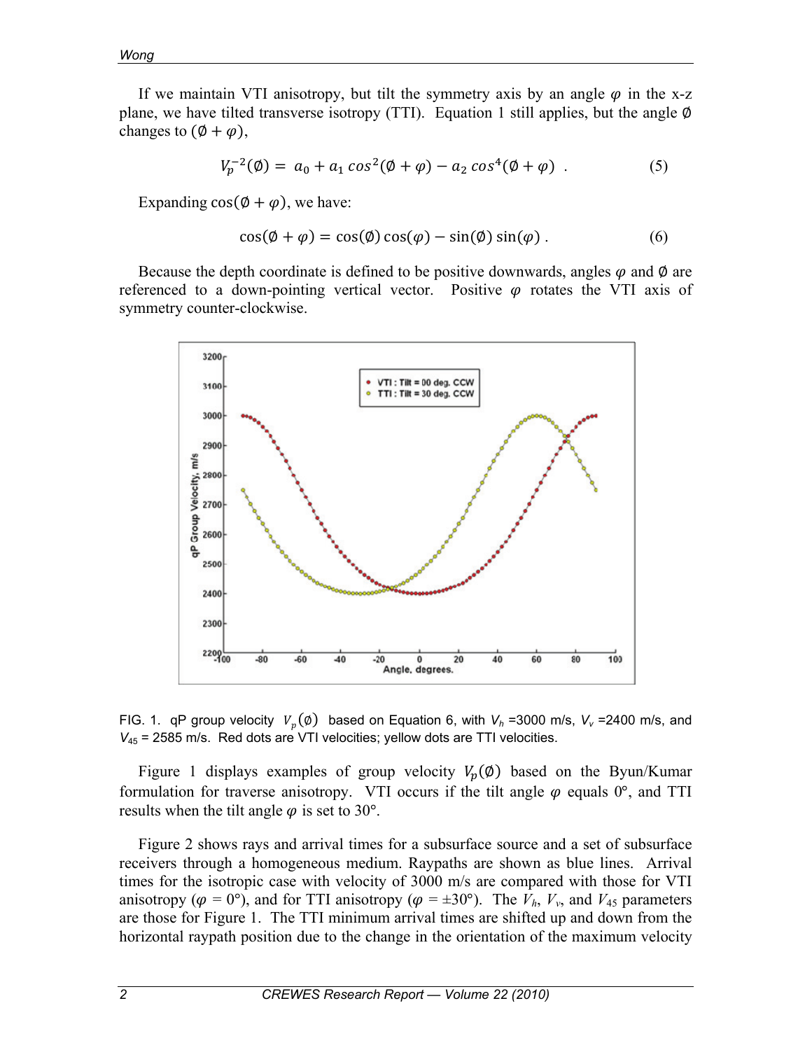If we maintain VTI anisotropy, but tilt the symmetry axis by an angle $\varphi$ in the x-z plane, we have tilted transverse isotropy (TTI). Equation 1 still applies, but the angle $\emptyset$ changes to $(\emptyset + \varphi)$,

$$V_p^{-2}(\emptyset) = a_0 + a_1 \cos^2(\emptyset + \varphi) - a_2 \cos^4(\emptyset + \varphi) \quad . \tag{5}$$

Expanding $\cos(\emptyset + \varphi)$, we have:

$$\cos(\emptyset + \varphi) = \cos(\emptyset)\cos(\varphi) - \sin(\emptyset)\sin(\varphi) \; . \tag{6}$$

Because the depth coordinate is defined to be positive downwards, angles $\varphi$ and $\emptyset$ are referenced to a down-pointing vertical vector. Positive $\varphi$ rotates the VTI axis of symmetry counter-clockwise.

FIG. 1. qP group velocity $V_p(\emptyset)$ based on Equation 6, with $V_h$ =3000 m/s, $V_v$ =2400 m/s, and $V_{45}$ = 2585 m/s. Red dots are VTI velocities; yellow dots are TTI velocities.

Figure 1 displays examples of group velocity $V_p(\emptyset)$ based on the Byun/Kumar formulation for traverse anisotropy. VTI occurs if the tilt angle $\varphi$ equals 0°, and TTI results when the tilt angle $\varphi$ is set to 30°.

Figure 2 shows rays and arrival times for a subsurface source and a set of subsurface receivers through a homogeneous medium. Raypaths are shown as blue lines. Arrival times for the isotropic case with velocity of 3000 m/s are compared with those for VTI anisotropy ($\varphi$ = 0°), and for TTI anisotropy ($\varphi$ = ±30°). The $V_h$, $V_v$, and $V_{45}$ parameters are those for Figure 1. The TTI minimum arrival times are shifted up and down from the horizontal raypath position due to the change in the orientation of the maximum velocity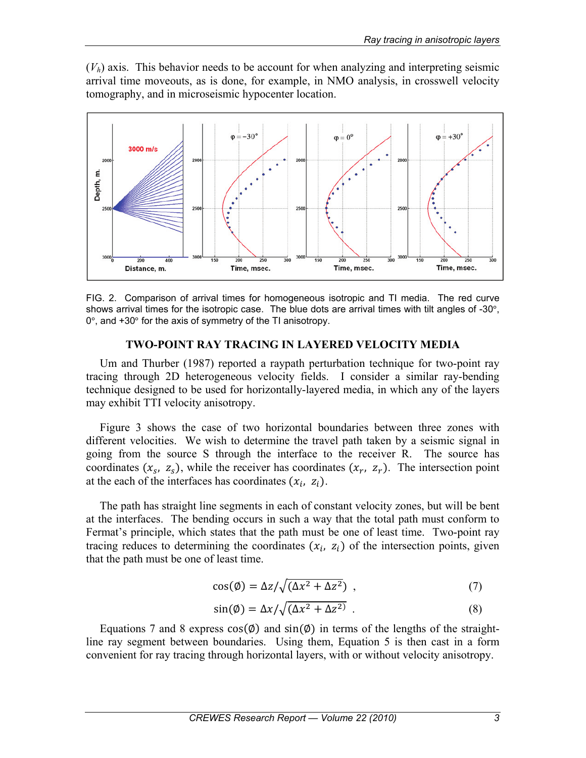($V_h$) axis. This behavior needs to be account for when analyzing and interpreting seismic arrival time moveouts, as is done, for example, in NMO analysis, in crosswell velocity tomography, and in microseismic hypocenter location.

FIG. 2. Comparison of arrival times for homogeneous isotropic and TI media. The red curve shows arrival times for the isotropic case. The blue dots are arrival times with tilt angles of -30°, 0°, and +30° for the axis of symmetry of the TI anisotropy.

## TWO-POINT RAY TRACING IN LAYERED VELOCITY MEDIA

Um and Thurber (1987) reported a raypath perturbation technique for two-point ray tracing through 2D heterogeneous velocity fields. I consider a similar ray-bending technique designed to be used for horizontally-layered media, in which any of the layers may exhibit TTI velocity anisotropy.

Figure 3 shows the case of two horizontal boundaries between three zones with different velocities. We wish to determine the travel path taken by a seismic signal in going from the source S through the interface to the receiver R. The source has coordinates $(x_s,\ z_s)$, while the receiver has coordinates $(x_r,\ z_r)$. The intersection point at the each of the interfaces has coordinates $(x_i,\ z_i)$.

The path has straight line segments in each of constant velocity zones, but will be bent at the interfaces. The bending occurs in such a way that the total path must conform to Fermat's principle, which states that the path must be one of least time. Two-point ray tracing reduces to determining the coordinates $(x_i,\ z_i)$ of the intersection points, given that the path must be one of least time.

$$\cos(\emptyset) = \Delta z/\sqrt{(\Delta x^2 + \Delta z^2)}\ , \tag{7}$$

$$\sin(\emptyset) = \Delta x/\sqrt{(\Delta x^2 + \Delta z^{2)}}\ . \tag{8}$$

Equations 7 and 8 express $\cos(\emptyset)$ and $\sin(\emptyset)$ in terms of the lengths of the straight-line ray segment between boundaries. Using them, Equation 5 is then cast in a form convenient for ray tracing through horizontal layers, with or without velocity anisotropy.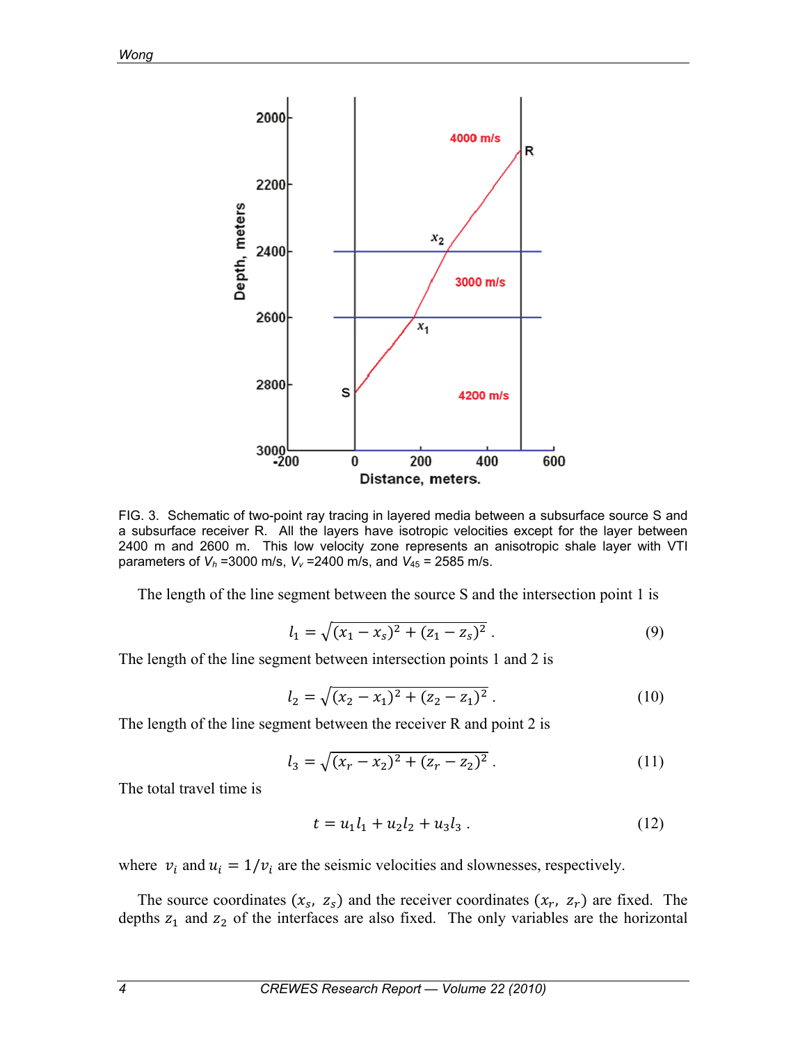FIG. 3. Schematic of two-point ray tracing in layered media between a subsurface source S and a subsurface receiver R. All the layers have isotropic velocities except for the layer between 2400 m and 2600 m. This low velocity zone represents an anisotropic shale layer with VTI parameters of $V_h$ =3000 m/s, $V_v$ =2400 m/s, and $V_{45}$ = 2585 m/s.

The length of the line segment between the source S and the intersection point 1 is

$$l_1 = \sqrt{(x_1 - x_s)^2 + (z_1 - z_s)^2} \, . \tag{9}$$

The length of the line segment between intersection points 1 and 2 is

$$l_2 = \sqrt{(x_2 - x_1)^2 + (z_2 - z_1)^2} \, . \tag{10}$$

The length of the line segment between the receiver R and point 2 is

$$l_3 = \sqrt{(x_r - x_2)^2 + (z_r - z_2)^2} \, . \tag{11}$$

The total travel time is

$$t = u_1 l_1 + u_2 l_2 + u_3 l_3 \, . \tag{12}$$

where $v_i$ and $u_i = 1/v_i$ are the seismic velocities and slownesses, respectively.

The source coordinates $(x_s, z_s)$ and the receiver coordinates $(x_r, z_r)$ are fixed. The depths $z_1$ and $z_2$ of the interfaces are also fixed. The only variables are the horizontal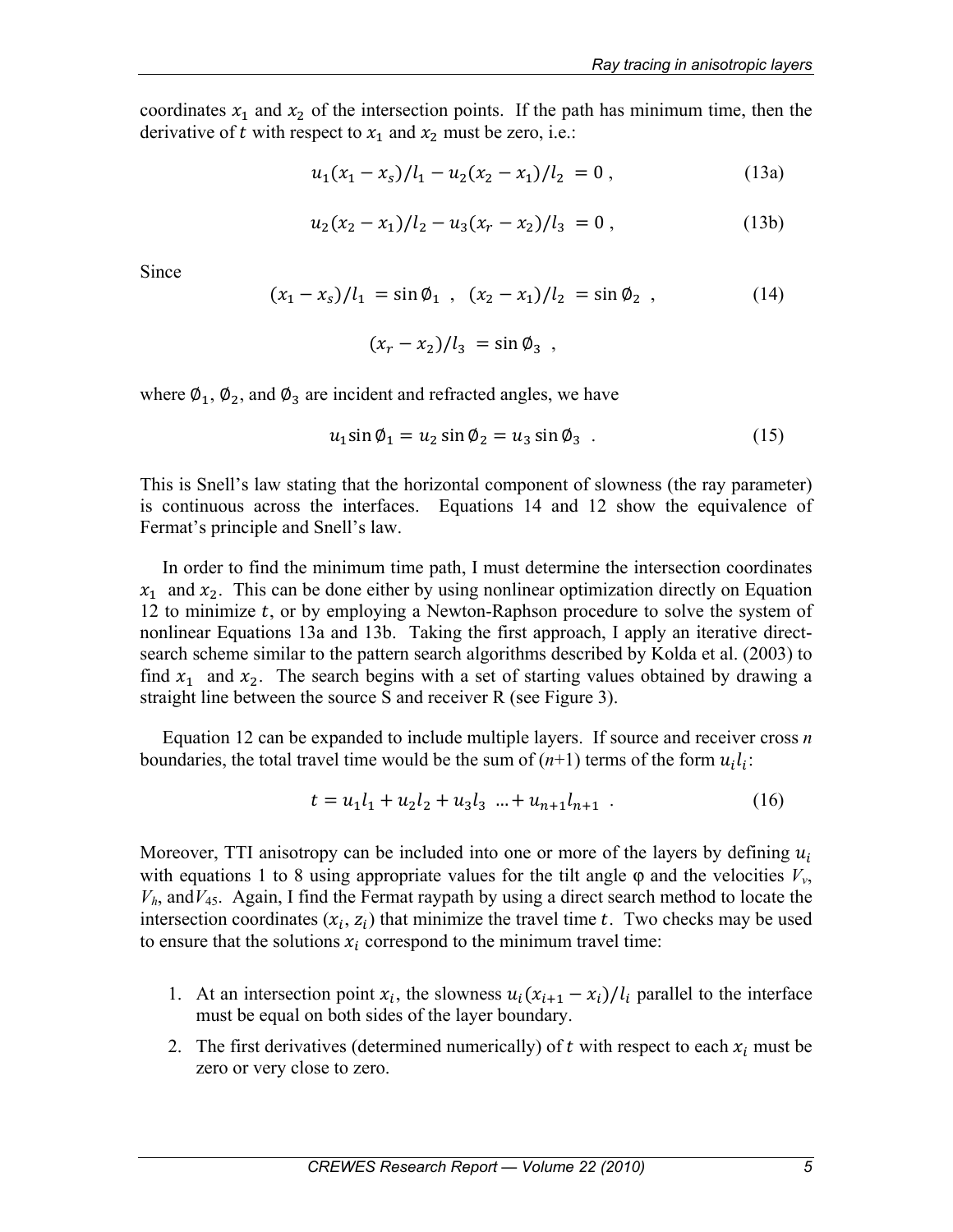coordinates $x_1$ and $x_2$ of the intersection points. If the path has minimum time, then the derivative of $t$ with respect to $x_1$ and $x_2$ must be zero, i.e.:

$$u_1(x_1 - x_s)/l_1 - u_2(x_2 - x_1)/l_2 \ = 0 \ , \tag{13a}$$

$$u_2(x_2 - x_1)/l_2 - u_3(x_r - x_2)/l_3 \ = 0 \ , \tag{13b}$$

Since

$$(x_1 - x_s)/l_1 \ = \sin \emptyset_1 \ , \ \ (x_2 - x_1)/l_2 \ = \sin \emptyset_2 \ , \tag{14}$$

$$(x_r - x_2)/l_3 \ = \sin \emptyset_3 \ ,$$

where $\emptyset_1$, $\emptyset_2$, and $\emptyset_3$ are incident and refracted angles, we have

$$u_1 \sin \emptyset_1 = u_2 \sin \emptyset_2 = u_3 \sin \emptyset_3 \ . \tag{15}$$

This is Snell's law stating that the horizontal component of slowness (the ray parameter) is continuous across the interfaces. Equations 14 and 12 show the equivalence of Fermat's principle and Snell's law.

In order to find the minimum time path, I must determine the intersection coordinates $x_1$ and $x_2$. This can be done either by using nonlinear optimization directly on Equation 12 to minimize $t$, or by employing a Newton-Raphson procedure to solve the system of nonlinear Equations 13a and 13b. Taking the first approach, I apply an iterative direct-search scheme similar to the pattern search algorithms described by Kolda et al. (2003) to find $x_1$ and $x_2$. The search begins with a set of starting values obtained by drawing a straight line between the source S and receiver R (see Figure 3).

Equation 12 can be expanded to include multiple layers. If source and receiver cross *n* boundaries, the total travel time would be the sum of (*n*+1) terms of the form $u_i l_i$:

$$t = u_1 l_1 + u_2 l_2 + u_3 l_3 \ \ldots + u_{n+1} l_{n+1} \ . \tag{16}$$

Moreover, TTI anisotropy can be included into one or more of the layers by defining $u_i$ with equations 1 to 8 using appropriate values for the tilt angle φ and the velocities $V_v$, $V_h$, and $V_{45}$. Again, I find the Fermat raypath by using a direct search method to locate the intersection coordinates $(x_i, z_i)$ that minimize the travel time $t$. Two checks may be used to ensure that the solutions $x_i$ correspond to the minimum travel time:

1. At an intersection point $x_i$, the slowness $u_i(x_{i+1} - x_i)/l_i$ parallel to the interface must be equal on both sides of the layer boundary.
2. The first derivatives (determined numerically) of $t$ with respect to each $x_i$ must be zero or very close to zero.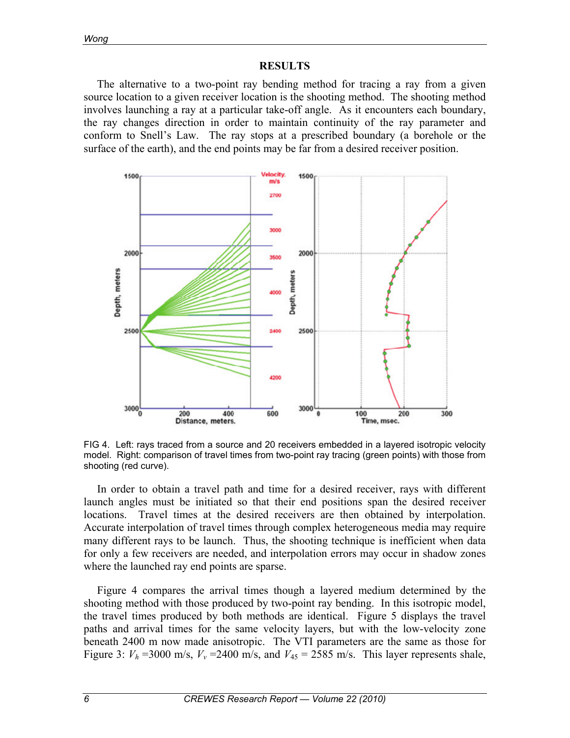## RESULTS

The alternative to a two-point ray bending method for tracing a ray from a given source location to a given receiver location is the shooting method. The shooting method involves launching a ray at a particular take-off angle. As it encounters each boundary, the ray changes direction in order to maintain continuity of the ray parameter and conform to Snell's Law. The ray stops at a prescribed boundary (a borehole or the surface of the earth), and the end points may be far from a desired receiver position.

FIG 4. Left: rays traced from a source and 20 receivers embedded in a layered isotropic velocity model. Right: comparison of travel times from two-point ray tracing (green points) with those from shooting (red curve).

In order to obtain a travel path and time for a desired receiver, rays with different launch angles must be initiated so that their end positions span the desired receiver locations. Travel times at the desired receivers are then obtained by interpolation. Accurate interpolation of travel times through complex heterogeneous media may require many different rays to be launch. Thus, the shooting technique is inefficient when data for only a few receivers are needed, and interpolation errors may occur in shadow zones where the launched ray end points are sparse.

Figure 4 compares the arrival times though a layered medium determined by the shooting method with those produced by two-point ray bending. In this isotropic model, the travel times produced by both methods are identical. Figure 5 displays the travel paths and arrival times for the same velocity layers, but with the low-velocity zone beneath 2400 m now made anisotropic. The VTI parameters are the same as those for Figure 3: $V_h$ =3000 m/s, $V_v$ =2400 m/s, and $V_{45}$ = 2585 m/s. This layer represents shale,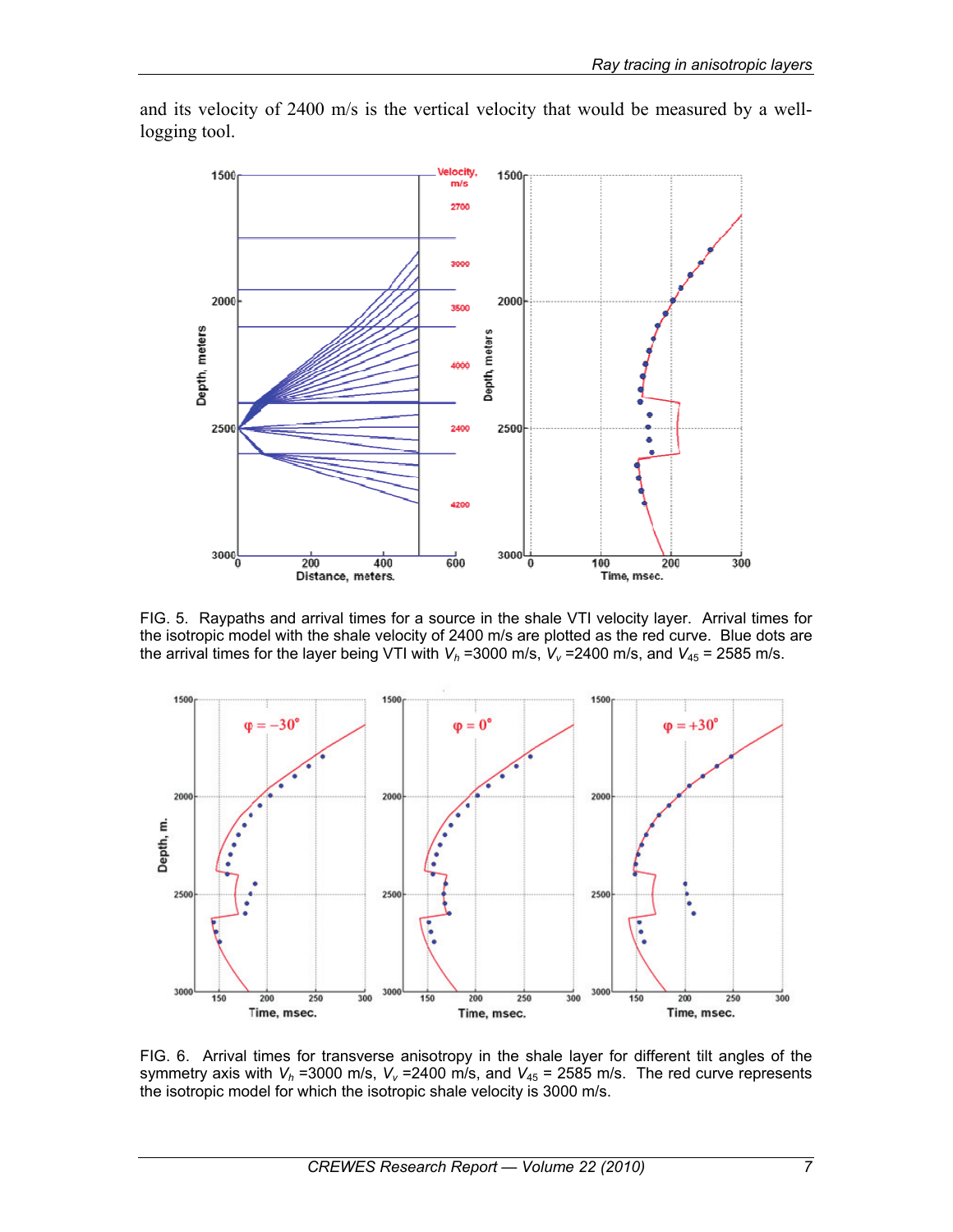and its velocity of 2400 m/s is the vertical velocity that would be measured by a well-logging tool.

FIG. 5. Raypaths and arrival times for a source in the shale VTI velocity layer. Arrival times for the isotropic model with the shale velocity of 2400 m/s are plotted as the red curve. Blue dots are the arrival times for the layer being VTI with $V_h$ =3000 m/s, $V_v$ =2400 m/s, and $V_{45}$ = 2585 m/s.

FIG. 6. Arrival times for transverse anisotropy in the shale layer for different tilt angles of the symmetry axis with $V_h$ =3000 m/s, $V_v$ =2400 m/s, and $V_{45}$ = 2585 m/s. The red curve represents the isotropic model for which the isotropic shale velocity is 3000 m/s.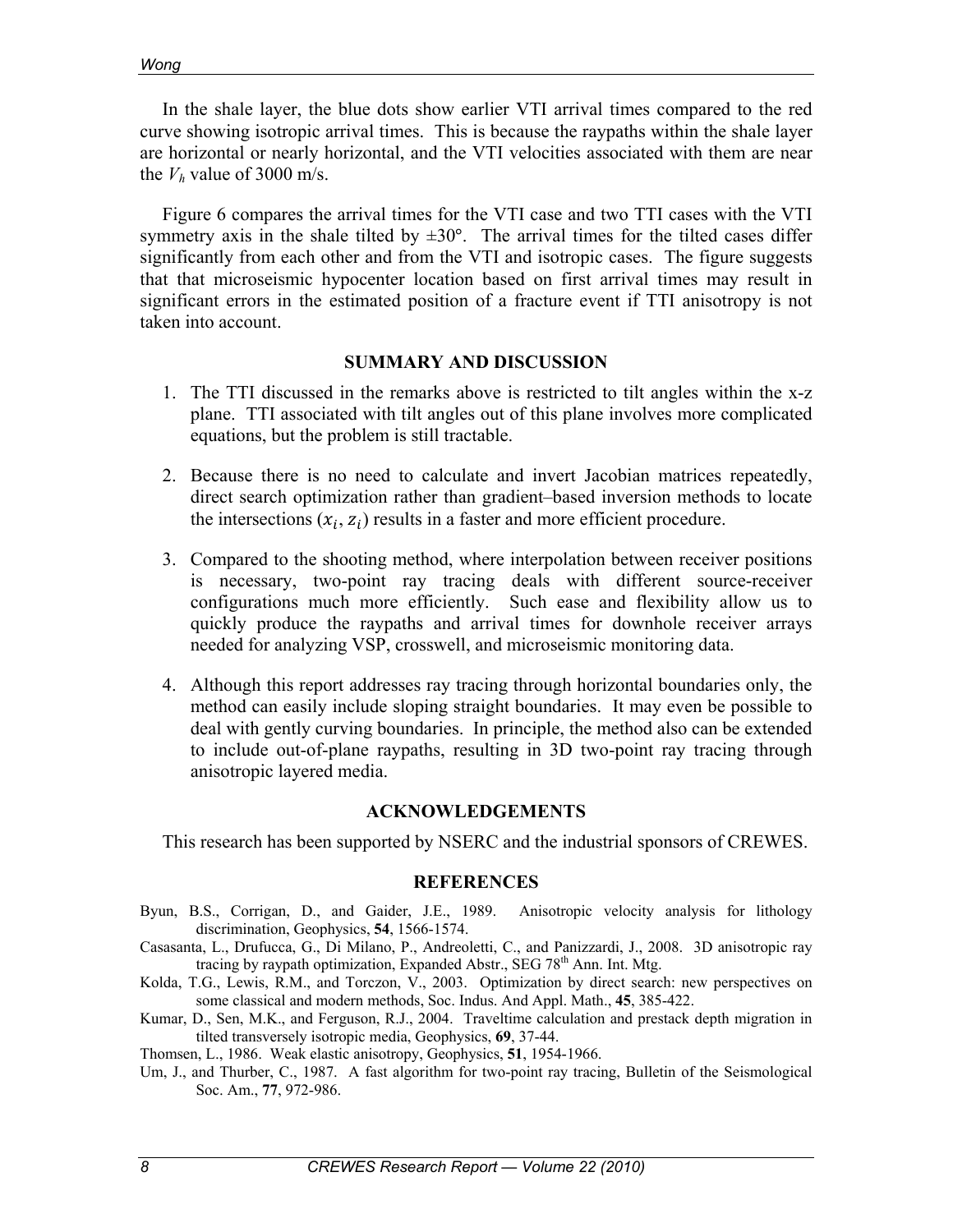In the shale layer, the blue dots show earlier VTI arrival times compared to the red curve showing isotropic arrival times. This is because the raypaths within the shale layer are horizontal or nearly horizontal, and the VTI velocities associated with them are near the $V_h$ value of 3000 m/s.

Figure 6 compares the arrival times for the VTI case and two TTI cases with the VTI symmetry axis in the shale tilted by ±30°. The arrival times for the tilted cases differ significantly from each other and from the VTI and isotropic cases. The figure suggests that that microseismic hypocenter location based on first arrival times may result in significant errors in the estimated position of a fracture event if TTI anisotropy is not taken into account.

## SUMMARY AND DISCUSSION

1. The TTI discussed in the remarks above is restricted to tilt angles within the x-z plane. TTI associated with tilt angles out of this plane involves more complicated equations, but the problem is still tractable.

2. Because there is no need to calculate and invert Jacobian matrices repeatedly, direct search optimization rather than gradient–based inversion methods to locate the intersections $(x_i, z_i)$ results in a faster and more efficient procedure.

3. Compared to the shooting method, where interpolation between receiver positions is necessary, two-point ray tracing deals with different source-receiver configurations much more efficiently. Such ease and flexibility allow us to quickly produce the raypaths and arrival times for downhole receiver arrays needed for analyzing VSP, crosswell, and microseismic monitoring data.

4. Although this report addresses ray tracing through horizontal boundaries only, the method can easily include sloping straight boundaries. It may even be possible to deal with gently curving boundaries. In principle, the method also can be extended to include out-of-plane raypaths, resulting in 3D two-point ray tracing through anisotropic layered media.

## ACKNOWLEDGEMENTS

This research has been supported by NSERC and the industrial sponsors of CREWES.

## REFERENCES

Byun, B.S., Corrigan, D., and Gaider, J.E., 1989. Anisotropic velocity analysis for lithology discrimination, Geophysics, **54**, 1566-1574.

Casasanta, L., Drufucca, G., Di Milano, P., Andreoletti, C., and Panizzardi, J., 2008. 3D anisotropic ray tracing by raypath optimization, Expanded Abstr., SEG 78th Ann. Int. Mtg.

Kolda, T.G., Lewis, R.M., and Torczon, V., 2003. Optimization by direct search: new perspectives on some classical and modern methods, Soc. Indus. And Appl. Math., **45**, 385-422.

Kumar, D., Sen, M.K., and Ferguson, R.J., 2004. Traveltime calculation and prestack depth migration in tilted transversely isotropic media, Geophysics, **69**, 37-44.

Thomsen, L., 1986. Weak elastic anisotropy, Geophysics, **51**, 1954-1966.

Um, J., and Thurber, C., 1987. A fast algorithm for two-point ray tracing, Bulletin of the Seismological Soc. Am., **77**, 972-986.